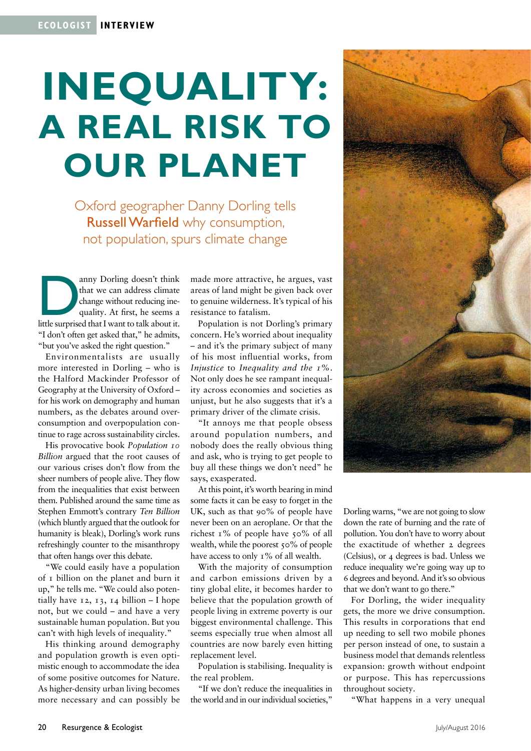# INEQUALITY: A REAL RISK TO OUR PLANET

Oxford geographer Danny Dorling tells **Russell Warfield** why consumption, not population, spurs climate change

Danny Dorling doesn't think that we can address climate change without reducing inequality. At first, he seems a little surprised that I want to talk about it. "I don't often get asked that," he admits, "but you've asked the right question."

Environmentalists are usually more interested in Dorling – who is the Halford Mackinder Professor of Geography at the University of Oxford – for his work on demography and human numbers, as the debates around over-consumption and overpopulation continue to rage across sustainability circles.

His provocative book *Population 10 Billion* argued that the root causes of our various crises don't flow from the sheer numbers of people alive. They flow from the inequalities that exist between them. Published around the same time as Stephen Emmott's contrary *Ten Billion* (which bluntly argued that the outlook for humanity is bleak), Dorling's work runs refreshingly counter to the misanthropy that often hangs over this debate.

"We could easily have a population of 1 billion on the planet and burn it up," he tells me. "We could also potentially have 12, 13, 14 billion – I hope not, but we could – and have a very sustainable human population. But you can't with high levels of inequality."

His thinking around demography and population growth is even optimistic enough to accommodate the idea of some positive outcomes for Nature. As higher-density urban living becomes more necessary and can possibly be made more attractive, he argues, vast areas of land might be given back over to genuine wilderness. It's typical of his resistance to fatalism.

Population is not Dorling's primary concern. He's worried about inequality – and it's the primary subject of many of his most influential works, from *Injustice* to *Inequality and the 1%*. Not only does he see rampant inequality across economies and societies as unjust, but he also suggests that it's a primary driver of the climate crisis.

"It annoys me that people obsess around population numbers, and nobody does the really obvious thing and ask, who is trying to get people to buy all these things we don't need" he says, exasperated.

At this point, it's worth bearing in mind some facts it can be easy to forget in the UK, such as that 90% of people have never been on an aeroplane. Or that the richest 1% of people have 50% of all wealth, while the poorest 50% of people have access to only 1% of all wealth.

With the majority of consumption and carbon emissions driven by a tiny global elite, it becomes harder to believe that the population growth of people living in extreme poverty is our biggest environmental challenge. This seems especially true when almost all countries are now barely even hitting replacement level.

Population is stabilising. Inequality is the real problem.

"If we don't reduce the inequalities in the world and in our individual societies," Dorling warns, "we are not going to slow down the rate of burning and the rate of pollution. You don't have to worry about the exactitude of whether 2 degrees (Celsius), or 4 degrees is bad. Unless we reduce inequality we're going way up to 6 degrees and beyond. And it's so obvious that we don't want to go there."

For Dorling, the wider inequality gets, the more we drive consumption. This results in corporations that end up needing to sell two mobile phones per person instead of one, to sustain a business model that demands relentless expansion: growth without endpoint or purpose. This has repercussions throughout society.

"What happens in a very unequal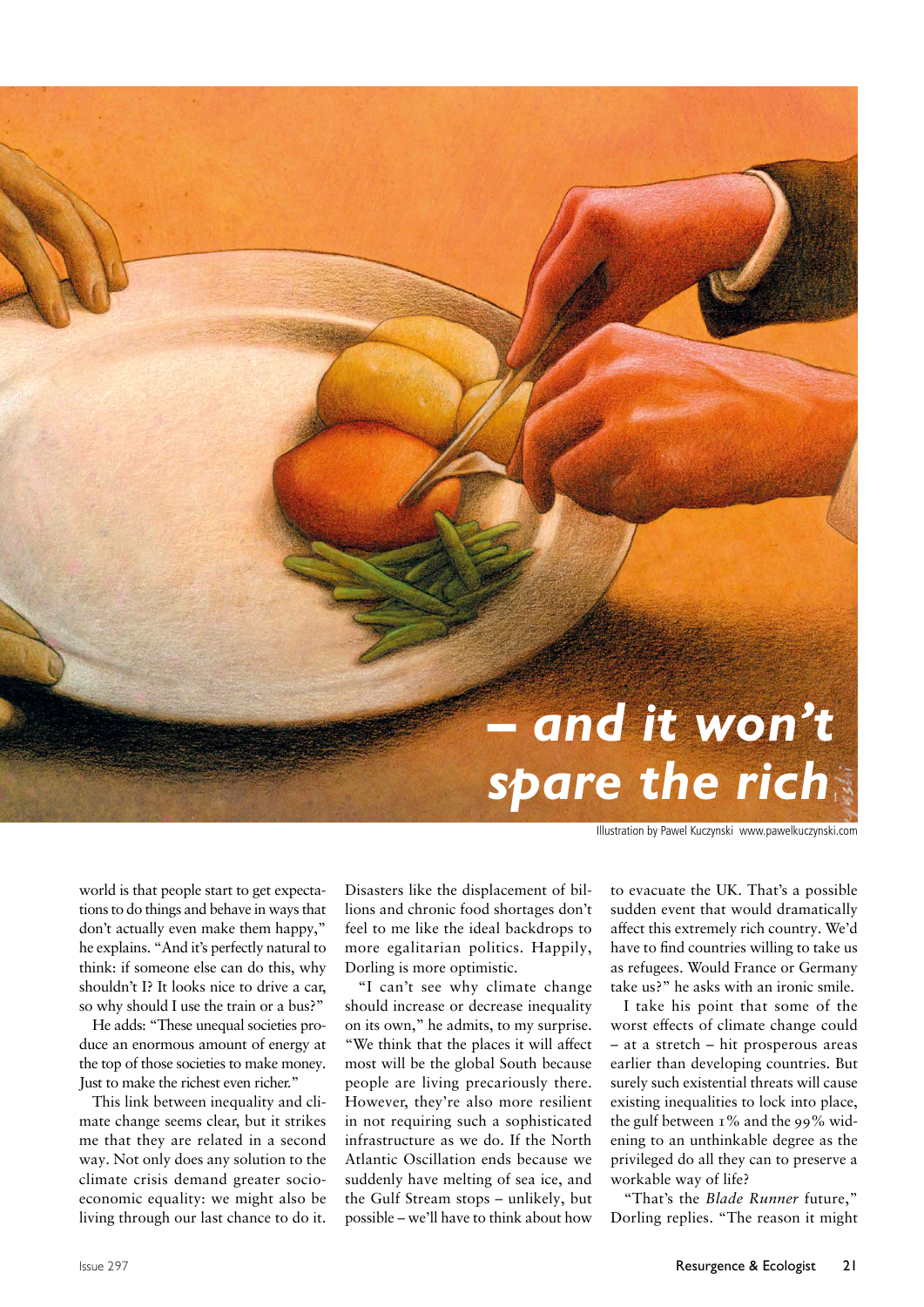# – and it won't spare the rich

Illustration by Pawel Kuczynski www.pawelkuczynski.com

world is that people start to get expectations to do things and behave in ways that don't actually even make them happy," he explains. "And it's perfectly natural to think: if someone else can do this, why shouldn't I? It looks nice to drive a car, so why should I use the train or a bus?"

He adds: "These unequal societies produce an enormous amount of energy at the top of those societies to make money. Just to make the richest even richer."

This link between inequality and climate change seems clear, but it strikes me that they are related in a second way. Not only does any solution to the climate crisis demand greater socio-economic equality: we might also be living through our last chance to do it. Disasters like the displacement of billions and chronic food shortages don't feel to me like the ideal backdrops to more egalitarian politics. Happily, Dorling is more optimistic.

"I can't see why climate change should increase or decrease inequality on its own," he admits, to my surprise. "We think that the places it will affect most will be the global South because people are living precariously there. However, they're also more resilient in not requiring such a sophisticated infrastructure as we do. If the North Atlantic Oscillation ends because we suddenly have melting of sea ice, and the Gulf Stream stops – unlikely, but possible – we'll have to think about how to evacuate the UK. That's a possible sudden event that would dramatically affect this extremely rich country. We'd have to find countries willing to take us as refugees. Would France or Germany take us?" he asks with an ironic smile.

I take his point that some of the worst effects of climate change could – at a stretch – hit prosperous areas earlier than developing countries. But surely such existential threats will cause existing inequalities to lock into place, the gulf between 1% and the 99% widening to an unthinkable degree as the privileged do all they can to preserve a workable way of life?

"That's the *Blade Runner* future," Dorling replies. "The reason it might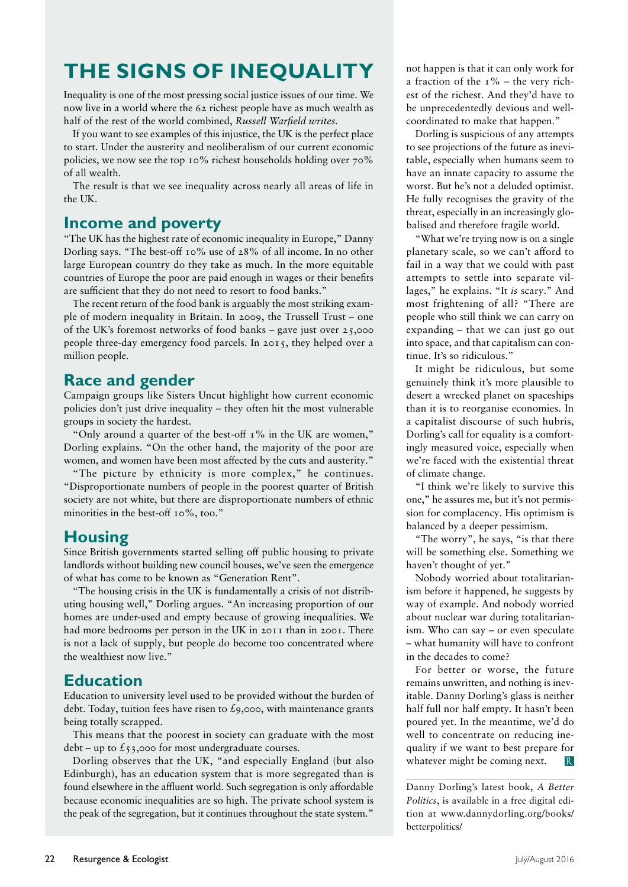# THE SIGNS OF INEQUALITY

Inequality is one of the most pressing social justice issues of our time. We now live in a world where the 62 richest people have as much wealth as half of the rest of the world combined, *Russell Warfield writes.*

If you want to see examples of this injustice, the UK is the perfect place to start. Under the austerity and neoliberalism of our current economic policies, we now see the top 10% richest households holding over 70% of all wealth.

The result is that we see inequality across nearly all areas of life in the UK.

## Income and poverty

"The UK has the highest rate of economic inequality in Europe," Danny Dorling says. "The best-off 10% use of 28% of all income. In no other large European country do they take as much. In the more equitable countries of Europe the poor are paid enough in wages or their benefits are sufficient that they do not need to resort to food banks."

The recent return of the food bank is arguably the most striking example of modern inequality in Britain. In 2009, the Trussell Trust – one of the UK's foremost networks of food banks – gave just over 25,000 people three-day emergency food parcels. In 2015, they helped over a million people.

## Race and gender

Campaign groups like Sisters Uncut highlight how current economic policies don't just drive inequality – they often hit the most vulnerable groups in society the hardest.

"Only around a quarter of the best-off 1% in the UK are women," Dorling explains. "On the other hand, the majority of the poor are women, and women have been most affected by the cuts and austerity."

"The picture by ethnicity is more complex," he continues. "Disproportionate numbers of people in the poorest quarter of British society are not white, but there are disproportionate numbers of ethnic minorities in the best-off 10%, too."

## Housing

Since British governments started selling off public housing to private landlords without building new council houses, we've seen the emergence of what has come to be known as "Generation Rent".

"The housing crisis in the UK is fundamentally a crisis of not distributing housing well," Dorling argues. "An increasing proportion of our homes are under-used and empty because of growing inequalities. We had more bedrooms per person in the UK in 2011 than in 2001. There is not a lack of supply, but people do become too concentrated where the wealthiest now live."

## Education

Education to university level used to be provided without the burden of debt. Today, tuition fees have risen to £9,000, with maintenance grants being totally scrapped.

This means that the poorest in society can graduate with the most debt – up to £53,000 for most undergraduate courses.

Dorling observes that the UK, "and especially England (but also Edinburgh), has an education system that is more segregated than is found elsewhere in the affluent world. Such segregation is only affordable because economic inequalities are so high. The private school system is the peak of the segregation, but it continues throughout the state system."

not happen is that it can only work for a fraction of the 1% – the very richest of the richest. And they'd have to be unprecedentedly devious and well-coordinated to make that happen."

Dorling is suspicious of any attempts to see projections of the future as inevitable, especially when humans seem to have an innate capacity to assume the worst. But he's not a deluded optimist. He fully recognises the gravity of the threat, especially in an increasingly globalised and therefore fragile world.

"What we're trying now is on a single planetary scale, so we can't afford to fail in a way that we could with past attempts to settle into separate villages," he explains. "It *is* scary." And most frightening of all? "There are people who still think we can carry on expanding – that we can just go out into space, and that capitalism can continue. It's so ridiculous."

It might be ridiculous, but some genuinely think it's more plausible to desert a wrecked planet on spaceships than it is to reorganise economies. In a capitalist discourse of such hubris, Dorling's call for equality is a comfortingly measured voice, especially when we're faced with the existential threat of climate change.

"I think we're likely to survive this one," he assures me, but it's not permission for complacency. His optimism is balanced by a deeper pessimism.

"The worry", he says, "is that there will be something else. Something we haven't thought of yet."

Nobody worried about totalitarianism before it happened, he suggests by way of example. And nobody worried about nuclear war during totalitarianism. Who can say – or even speculate – what humanity will have to confront in the decades to come?

For better or worse, the future remains unwritten, and nothing is inevitable. Danny Dorling's glass is neither half full nor half empty. It hasn't been poured yet. In the meantime, we'd do well to concentrate on reducing inequality if we want to best prepare for whatever might be coming next.

---

Danny Dorling's latest book, *A Better Politics*, is available in a free digital edition at www.dannydorling.org/books/betterpolitics/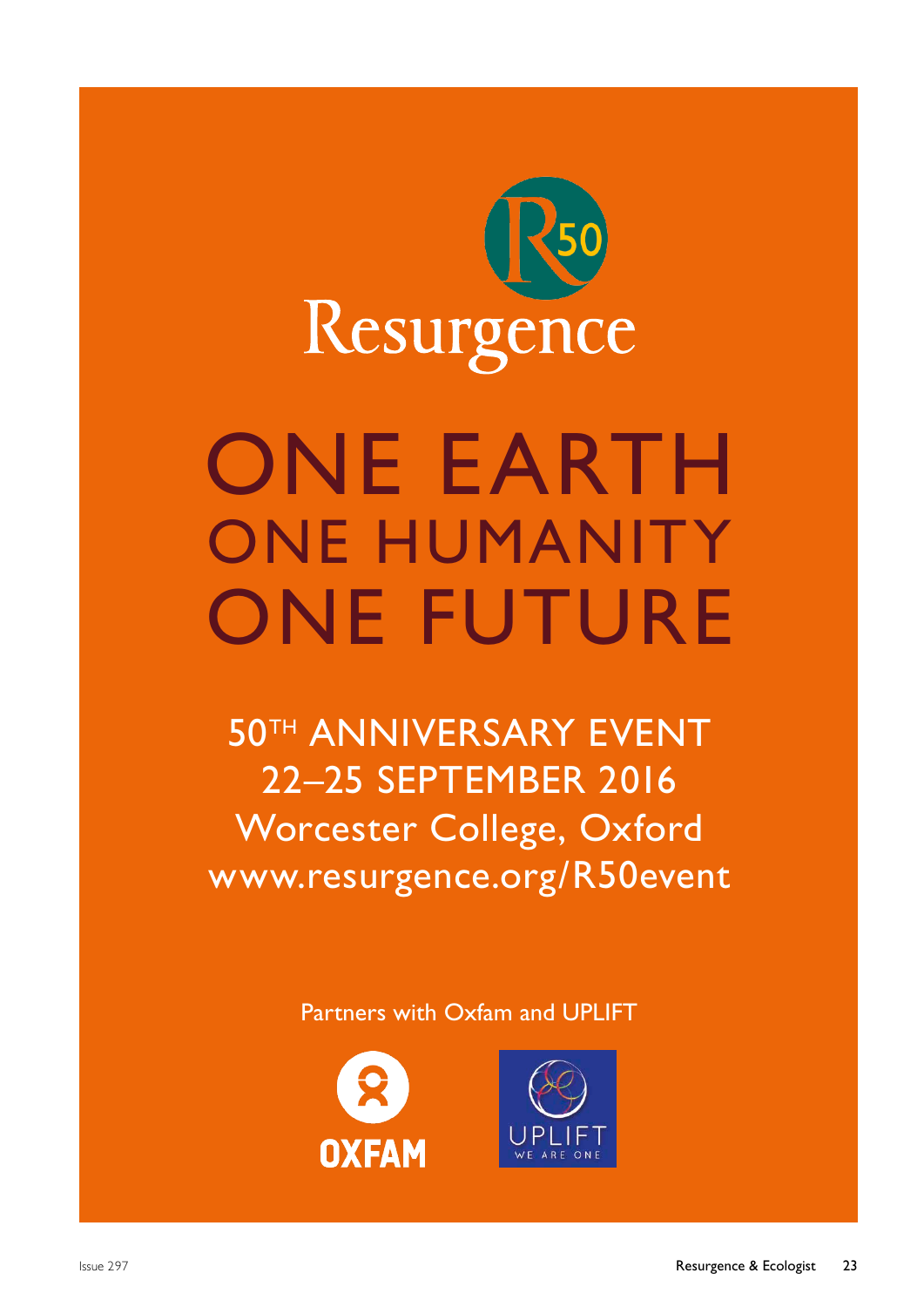Resurgence

# ONE EARTH
## ONE HUMANITY
# ONE FUTURE

50TH ANNIVERSARY EVENT
22–25 SEPTEMBER 2016
Worcester College, Oxford
www.resurgence.org/R50event

Partners with Oxfam and UPLIFT